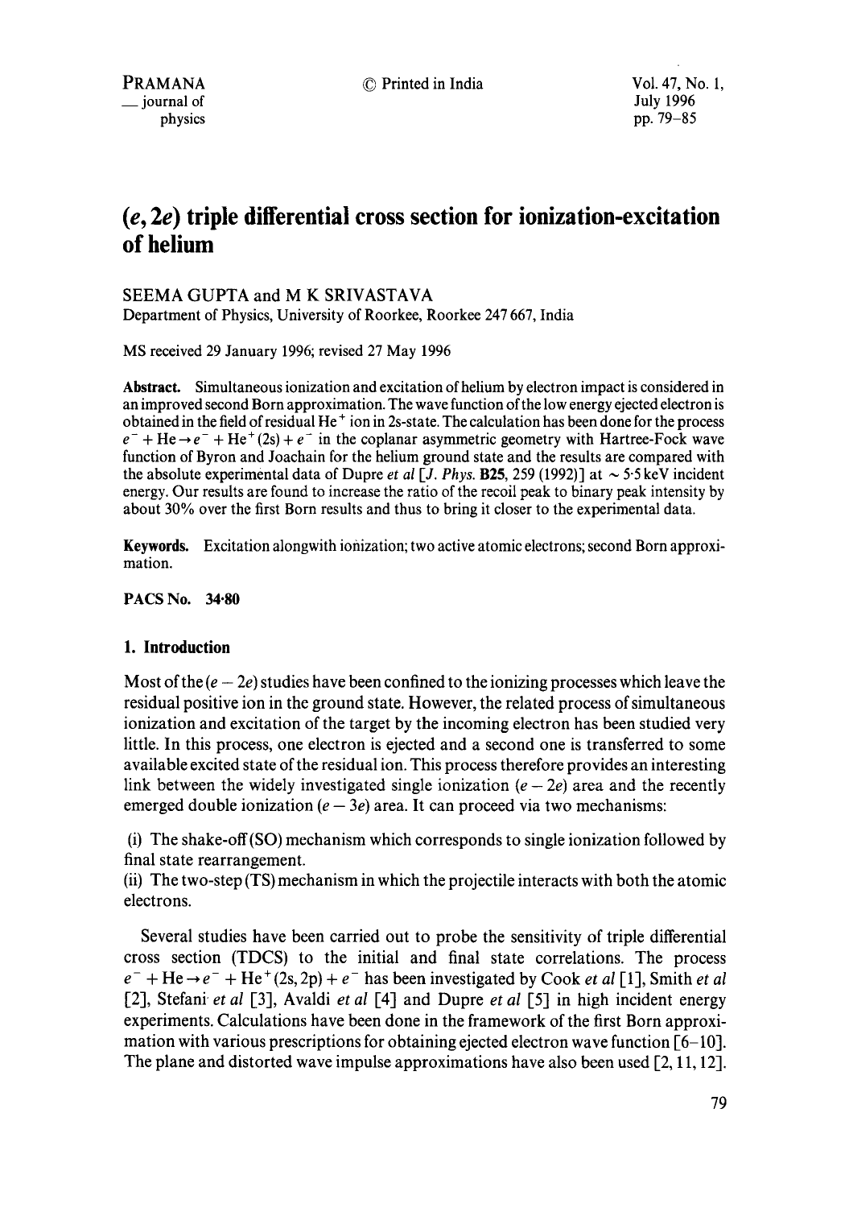# (e, 2e) triple differential cross section for ionization-excitation of helium

SEEMA GUPTA and M K SRIVASTAVA

Department of Physics, University of Roorkee, Roorkee 247 667, India

MS received 29 January 1996; revised 27 May 1996

**Abstract.** Simultaneous ionization and excitation of helium by electron impact is considered in an improved second Born approximation. The wave function of the low energy ejected electron is obtained in the field of residual $He^+$ ion in 2s-state. The calculation has been done for the process $e^- + He \rightarrow e^- + He^+(2s) + e^-$ in the coplanar asymmetric geometry with Hartree-Fock wave function of Byron and Joachain for the helium ground state and the results are compared with the absolute experimental data of Dupre *et al* [*J. Phys.* **B25**, 259 (1992)] at $\sim 5.5$ keV incident energy. Our results are found to increase the ratio of the recoil peak to binary peak intensity by about 30% over the first Born results and thus to bring it closer to the experimental data.

**Keywords.** Excitation alongwith ionization; two active atomic electrons; second Born approximation.

**PACS No. 34·80**

## 1. Introduction

Most of the $(e-2e)$ studies have been confined to the ionizing processes which leave the residual positive ion in the ground state. However, the related process of simultaneous ionization and excitation of the target by the incoming electron has been studied very little. In this process, one electron is ejected and a second one is transferred to some available excited state of the residual ion. This process therefore provides an interesting link between the widely investigated single ionization $(e-2e)$ area and the recently emerged double ionization $(e-3e)$ area. It can proceed via two mechanisms:

(i) The shake-off (SO) mechanism which corresponds to single ionization followed by final state rearrangement.

(ii) The two-step (TS) mechanism in which the projectile interacts with both the atomic electrons.

Several studies have been carried out to probe the sensitivity of triple differential cross section (TDCS) to the initial and final state correlations. The process $e^- + He \rightarrow e^- + He^+(2s, 2p) + e^-$ has been investigated by Cook *et al* [1], Smith *et al* [2], Stefani *et al* [3], Avaldi *et al* [4] and Dupre *et al* [5] in high incident energy experiments. Calculations have been done in the framework of the first Born approximation with various prescriptions for obtaining ejected electron wave function [6–10]. The plane and distorted wave impulse approximations have also been used [2, 11, 12].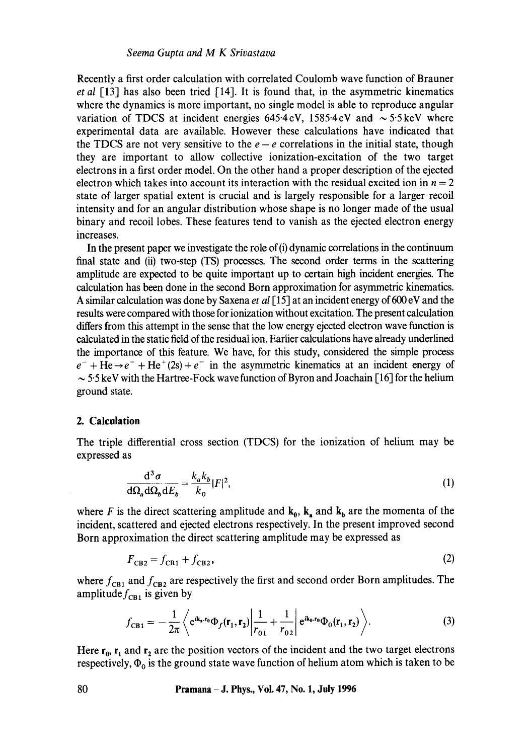Recently a first order calculation with correlated Coulomb wave function of Brauner *et al* [13] has also been tried [14]. It is found that, in the asymmetric kinematics where the dynamics is more important, no single model is able to reproduce angular variation of TDCS at incident energies 645·4 eV, 1585·4 eV and $\sim$5·5 keV where experimental data are available. However these calculations have indicated that the TDCS are not very sensitive to the $e-e$ correlations in the initial state, though they are important to allow collective ionization-excitation of the two target electrons in a first order model. On the other hand a proper description of the ejected electron which takes into account its interaction with the residual excited ion in $n = 2$ state of larger spatial extent is crucial and is largely responsible for a larger recoil intensity and for an angular distribution whose shape is no longer made of the usual binary and recoil lobes. These features tend to vanish as the ejected electron energy increases.

In the present paper we investigate the role of (i) dynamic correlations in the continuum final state and (ii) two-step (TS) processes. The second order terms in the scattering amplitude are expected to be quite important up to certain high incident energies. The calculation has been done in the second Born approximation for asymmetric kinematics. A similar calculation was done by Saxena *et al* [15] at an incident energy of 600 eV and the results were compared with those for ionization without excitation. The present calculation differs from this attempt in the sense that the low energy ejected electron wave function is calculated in the static field of the residual ion. Earlier calculations have already underlined the importance of this feature. We have, for this study, considered the simple process $e^- + \text{He} \rightarrow e^- + \text{He}^+(2s) + e^-$ in the asymmetric kinematics at an incident energy of $\sim$5·5 keV with the Hartree-Fock wave function of Byron and Joachain [16] for the helium ground state.

## 2. Calculation

The triple differential cross section (TDCS) for the ionization of helium may be expressed as

$$\frac{\mathrm{d}^3\sigma}{\mathrm{d}\Omega_a \mathrm{d}\Omega_b \mathrm{d}E_b} = \frac{k_a k_b}{k_0} |F|^2, \tag{1}$$

where $F$ is the direct scattering amplitude and $\mathbf{k}_0$, $\mathbf{k}_a$ and $\mathbf{k}_b$ are the momenta of the incident, scattered and ejected electrons respectively. In the present improved second Born approximation the direct scattering amplitude may be expressed as

$$F_{\text{CB2}} = f_{\text{CB1}} + f_{\text{CB2}}, \tag{2}$$

where $f_{\text{CB1}}$ and $f_{\text{CB2}}$ are respectively the first and second order Born amplitudes. The amplitude $f_{\text{CB1}}$ is given by

$$f_{\text{CB1}} = -\frac{1}{2\pi}\left\langle e^{i\mathbf{k}_a\cdot\mathbf{r}_0}\Phi_f(\mathbf{r}_1,\mathbf{r}_2)\left|\frac{1}{r_{01}}+\frac{1}{r_{02}}\right| e^{i\mathbf{k}_0\cdot\mathbf{r}_0}\Phi_0(\mathbf{r}_1,\mathbf{r}_2)\right\rangle. \tag{3}$$

Here $\mathbf{r}_0$, $\mathbf{r}_1$ and $\mathbf{r}_2$ are the position vectors of the incident and the two target electrons respectively, $\Phi_0$ is the ground state wave function of helium atom which is taken to be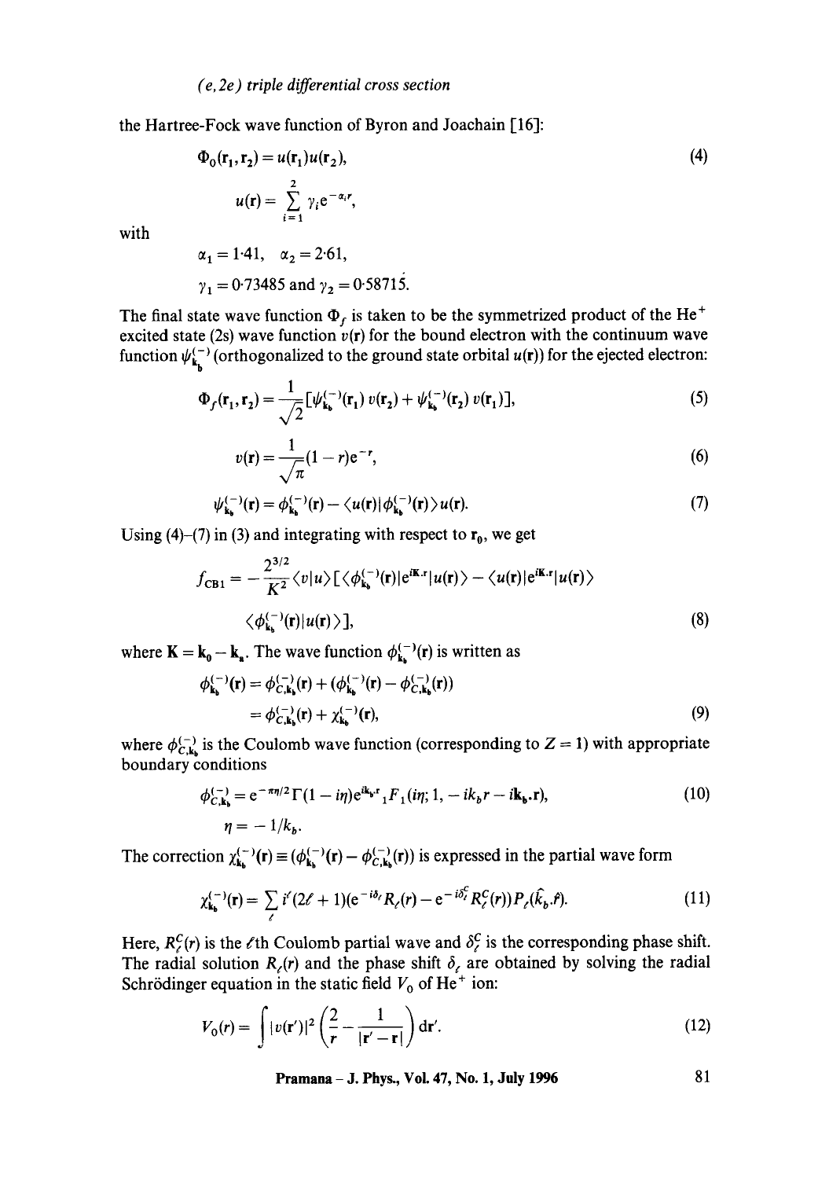the Hartree-Fock wave function of Byron and Joachain [16]:

$$\Phi_0(\mathbf{r}_1,\mathbf{r}_2) = u(\mathbf{r}_1)u(\mathbf{r}_2), \tag{4}$$

$$u(\mathbf{r}) = \sum_{i=1}^{2} \gamma_i e^{-\alpha_i r},$$

with

$$\alpha_1 = 1{\cdot}41, \quad \alpha_2 = 2{\cdot}61,$$

$$\gamma_1 = 0{\cdot}73485 \text{ and } \gamma_2 = 0{\cdot}58715.$$

The final state wave function $\Phi_f$ is taken to be the symmetrized product of the $He^+$ excited state (2s) wave function $v(\mathbf{r})$ for the bound electron with the continuum wave function $\psi_{\mathbf{k}_b}^{(-)}$ (orthogonalized to the ground state orbital $u(\mathbf{r})$) for the ejected electron:

$$\Phi_f(\mathbf{r}_1,\mathbf{r}_2) = \frac{1}{\sqrt{2}}[\psi_{\mathbf{k}_b}^{(-)}(\mathbf{r}_1)\, v(\mathbf{r}_2) + \psi_{\mathbf{k}_b}^{(-)}(\mathbf{r}_2)\, v(\mathbf{r}_1)], \tag{5}$$

$$v(\mathbf{r}) = \frac{1}{\sqrt{\pi}}(1-r)e^{-r}, \tag{6}$$

$$\psi_{\mathbf{k}_b}^{(-)}(\mathbf{r}) = \phi_{\mathbf{k}_b}^{(-)}(\mathbf{r}) - \langle u(\mathbf{r})|\phi_{\mathbf{k}_b}^{(-)}(\mathbf{r})\rangle u(\mathbf{r}). \tag{7}$$

Using (4)–(7) in (3) and integrating with respect to $\mathbf{r}_0$, we get

$$f_{\mathrm{CB1}} = -\frac{2^{3/2}}{K^2}\langle v|u\rangle[\langle\phi_{\mathbf{k}_b}^{(-)}(\mathbf{r})|e^{i\mathbf{K}.\mathbf{r}}|u(\mathbf{r})\rangle - \langle u(\mathbf{r})|e^{i\mathbf{K}.\mathbf{r}}|u(\mathbf{r})\rangle \langle\phi_{\mathbf{k}_b}^{(-)}(\mathbf{r})|u(\mathbf{r})\rangle], \tag{8}$$

where $\mathbf{K} = \mathbf{k}_0 - \mathbf{k}_a$. The wave function $\phi_{\mathbf{k}_b}^{(-)}(\mathbf{r})$ is written as

$$\begin{aligned}\phi_{\mathbf{k}_b}^{(-)}(\mathbf{r}) &= \phi_{C,\mathbf{k}_b}^{(-)}(\mathbf{r}) + (\phi_{\mathbf{k}_b}^{(-)}(\mathbf{r}) - \phi_{C,\mathbf{k}_b}^{(-)}(\mathbf{r}))\\ &= \phi_{C,\mathbf{k}_b}^{(-)}(\mathbf{r}) + \chi_{\mathbf{k}_b}^{(-)}(\mathbf{r}),\end{aligned} \tag{9}$$

where $\phi_{C,\mathbf{k}_b}^{(-)}$ is the Coulomb wave function (corresponding to $Z=1$) with appropriate boundary conditions

$$\phi_{C,\mathbf{k}_b}^{(-)} = e^{-\pi\eta/2}\Gamma(1-i\eta)e^{i\mathbf{k}_b.\mathbf{r}}\,{}_1F_1(i\eta;1,-ik_b r - i\mathbf{k}_b.\mathbf{r}), \tag{10}$$

$$\eta = -1/k_b.$$

The correction $\chi_{\mathbf{k}_b}^{(-)}(\mathbf{r}) \equiv (\phi_{\mathbf{k}_b}^{(-)}(\mathbf{r}) - \phi_{C,\mathbf{k}_b}^{(-)}(\mathbf{r}))$ is expressed in the partial wave form

$$\chi_{\mathbf{k}_b}^{(-)}(\mathbf{r}) = \sum_{\ell} i^{\ell}(2\ell+1)(e^{-i\delta_\ell}R_\ell(r) - e^{-i\delta_\ell^C}R_\ell^C(r))P_\ell(\hat{k}_b.\hat{r}). \tag{11}$$

Here, $R_\ell^C(r)$ is the $\ell$th Coulomb partial wave and $\delta_\ell^C$ is the corresponding phase shift. The radial solution $R_\ell(r)$ and the phase shift $\delta_\ell$ are obtained by solving the radial Schrödinger equation in the static field $V_0$ of $He^+$ ion:

$$V_0(r) = \int |v(\mathbf{r}')|^2\left(\frac{2}{r} - \frac{1}{|\mathbf{r}'-\mathbf{r}|}\right)\mathrm{d}\mathbf{r}'. \tag{12}$$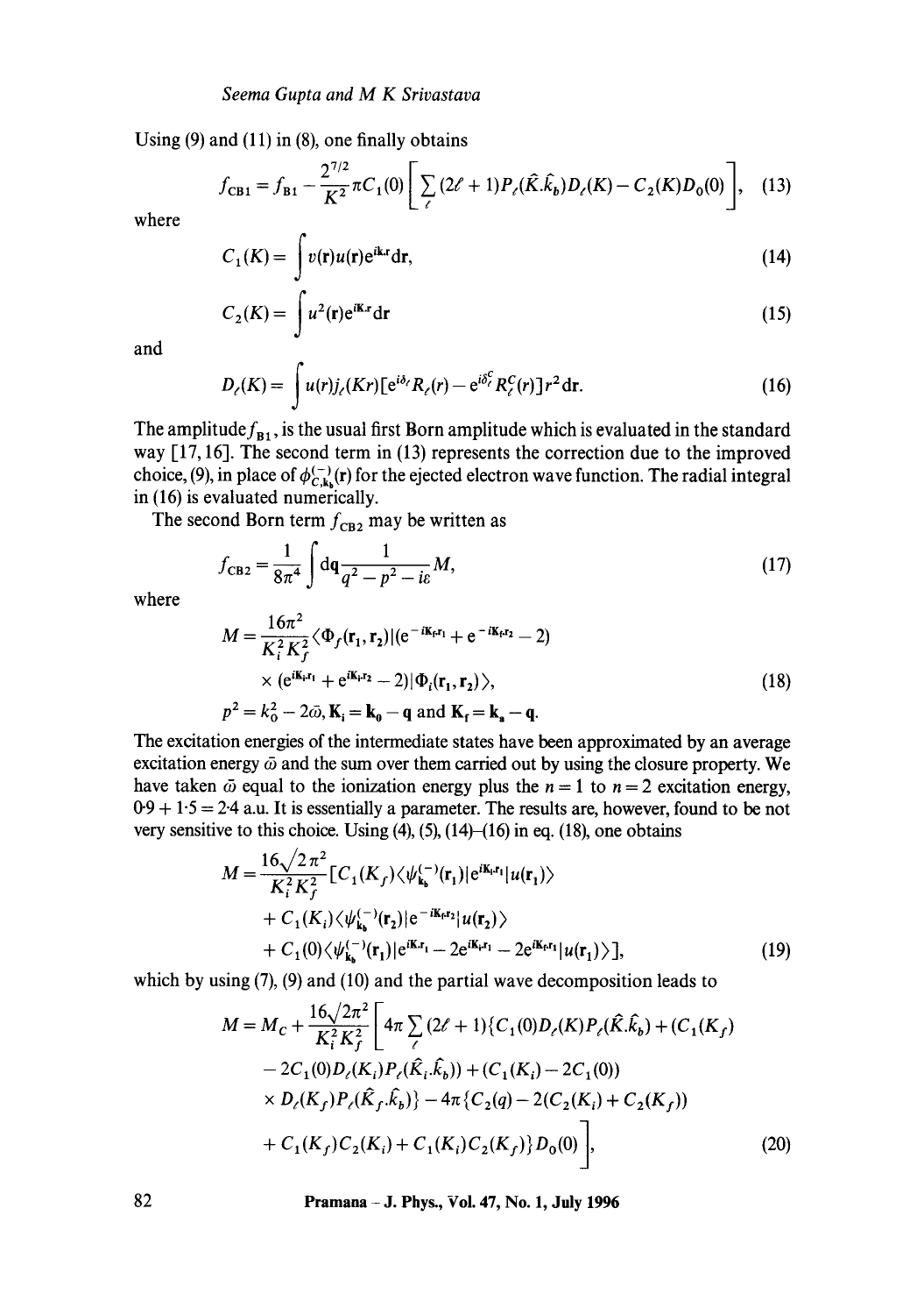Using (9) and (11) in (8), one finally obtains

$$f_{\mathrm{CB1}} = f_{\mathrm{B1}} - \frac{2^{7/2}}{K^2}\pi C_1(0)\left[\sum_{\ell}(2\ell+1)P_\ell(\hat{K}.\hat{k}_b)D_\ell(K) - C_2(K)D_0(0)\right], \quad (13)$$

where

$$C_1(K) = \int v(\mathbf{r})u(\mathbf{r})e^{i\mathbf{k}.\mathbf{r}}d\mathbf{r}, \quad (14)$$

$$C_2(K) = \int u^2(\mathbf{r})e^{i\mathbf{K}.\mathbf{r}}d\mathbf{r} \quad (15)$$

and

$$D_\ell(K) = \int u(r)j_\ell(Kr)[e^{i\delta_\ell}R_\ell(r) - e^{i\delta_\ell^C}R_\ell^C(r)]r^2dr. \quad (16)$$

The amplitude $f_{\mathrm{B1}}$, is the usual first Born amplitude which is evaluated in the standard way [17, 16]. The second term in (13) represents the correction due to the improved choice, (9), in place of $\phi^{(-)}_{C,\mathbf{k}_b}(\mathbf{r})$ for the ejected electron wave function. The radial integral in (16) is evaluated numerically.

The second Born term $f_{\mathrm{CB2}}$ may be written as

$$f_{\mathrm{CB2}} = \frac{1}{8\pi^4}\int d\mathbf{q}\frac{1}{q^2 - p^2 - i\varepsilon}M, \quad (17)$$

where

$$M = \frac{16\pi^2}{K_i^2K_f^2}\langle\Phi_f(\mathbf{r}_1,\mathbf{r}_2)|(e^{-i\mathbf{K}_f.\mathbf{r}_1} + e^{-i\mathbf{K}_f.\mathbf{r}_2} - 2)$$
$$\times (e^{i\mathbf{K}_i.\mathbf{r}_1} + e^{i\mathbf{K}_i.\mathbf{r}_2} - 2)|\Phi_i(\mathbf{r}_1,\mathbf{r}_2)\rangle, \quad (18)$$

$p^2 = k_0^2 - 2\bar{\omega}$, $\mathbf{K}_i = \mathbf{k}_0 - \mathbf{q}$ and $\mathbf{K}_f = \mathbf{k}_a - \mathbf{q}$.

The excitation energies of the intermediate states have been approximated by an average excitation energy $\bar{\omega}$ and the sum over them carried out by using the closure property. We have taken $\bar{\omega}$ equal to the ionization energy plus the $n=1$ to $n=2$ excitation energy, $0{\cdot}9 + 1{\cdot}5 = 2{\cdot}4$ a.u. It is essentially a parameter. The results are, however, found to be not very sensitive to this choice. Using (4), (5), (14)–(16) in eq. (18), one obtains

$$M = \frac{16\sqrt{2}\pi^2}{K_i^2K_f^2}[C_1(K_f)\langle\psi^{(-)}_{\mathbf{k}_b}(\mathbf{r}_1)|e^{i\mathbf{K}_i.\mathbf{r}_1}|u(\mathbf{r}_1)\rangle$$
$$+ C_1(K_i)\langle\psi^{(-)}_{\mathbf{k}_b}(\mathbf{r}_2)|e^{-i\mathbf{K}_f.\mathbf{r}_2}|u(\mathbf{r}_2)\rangle$$
$$+ C_1(0)\langle\psi^{(-)}_{\mathbf{k}_b}(\mathbf{r}_1)|e^{i\mathbf{K}.\mathbf{r}_1} - 2e^{i\mathbf{K}_i.\mathbf{r}_1} - 2e^{i\mathbf{K}_f.\mathbf{r}_1}|u(\mathbf{r}_1)\rangle], \quad (19)$$

which by using (7), (9) and (10) and the partial wave decomposition leads to

$$M = M_C + \frac{16\sqrt{2}\pi^2}{K_i^2K_f^2}\left[4\pi\sum_\ell(2\ell+1)\{C_1(0)D_\ell(K)P_\ell(\hat{K}.\hat{k}_b) + (C_1(K_f)\right.$$
$$- 2C_1(0))D_\ell(K_i)P_\ell(\hat{K}_i.\hat{k}_b)) + (C_1(K_i) - 2C_1(0))$$
$$\times D_\ell(K_f)P_\ell(\hat{K}_f.\hat{k}_b)\} - 4\pi\{C_2(q) - 2(C_2(K_i) + C_2(K_f))$$
$$\left. + C_1(K_f)C_2(K_i) + C_1(K_i)C_2(K_f)\}D_0(0)\right], \quad (20)$$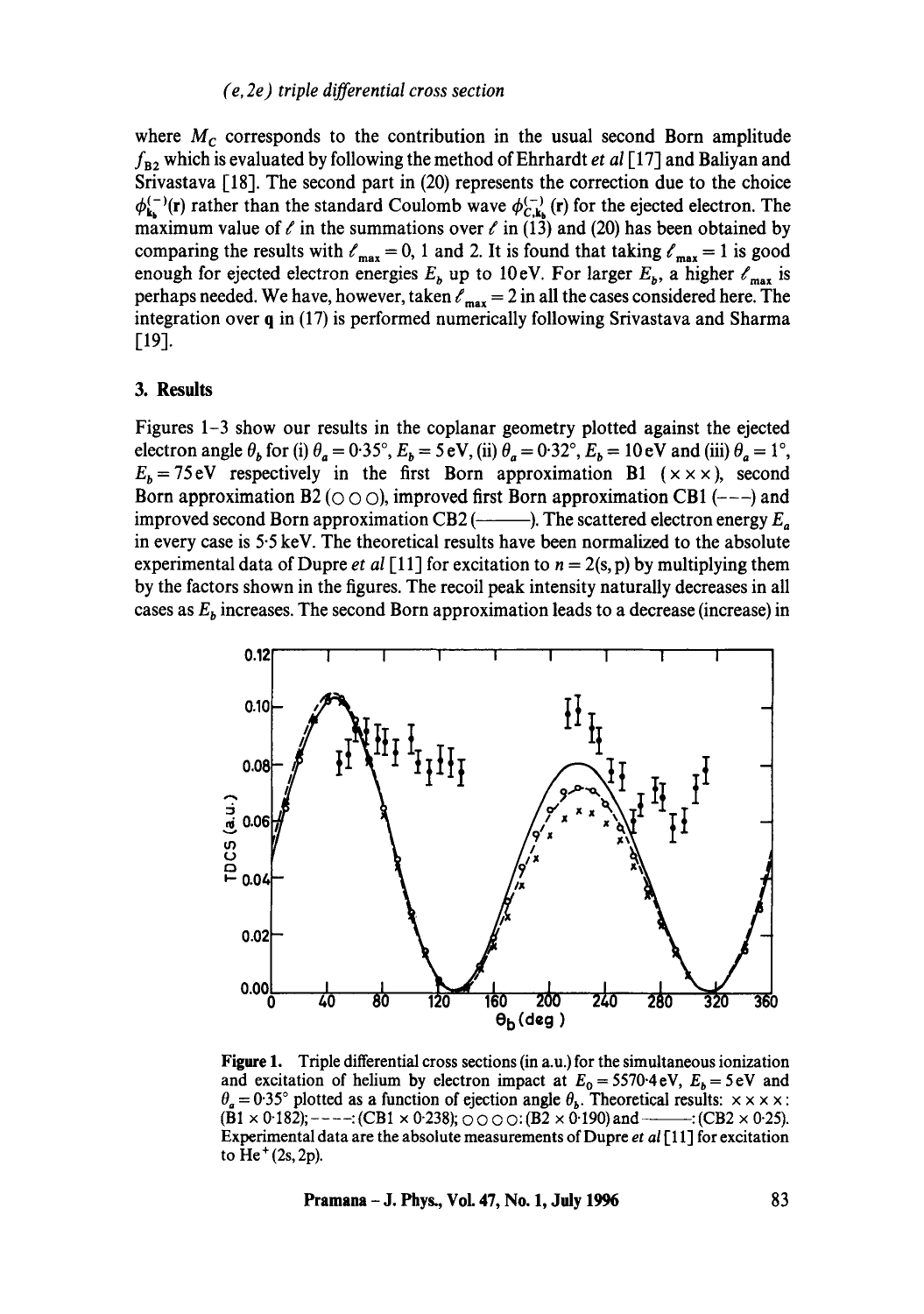where $M_C$ corresponds to the contribution in the usual second Born amplitude $f_{B2}$ which is evaluated by following the method of Ehrhardt *et al* [17] and Baliyan and Srivastava [18]. The second part in (20) represents the correction due to the choice $\phi_{\mathbf{k}_b}^{(-)}(\mathbf{r})$ rather than the standard Coulomb wave $\phi_{C,\mathbf{k}_b}^{(-)}(\mathbf{r})$ for the ejected electron. The maximum value of $\ell$ in the summations over $\ell$ in (13) and (20) has been obtained by comparing the results with $\ell_{max} = 0$, 1 and 2. It is found that taking $\ell_{max} = 1$ is good enough for ejected electron energies $E_b$ up to 10 eV. For larger $E_b$, a higher $\ell_{max}$ is perhaps needed. We have, however, taken $\ell_{max} = 2$ in all the cases considered here. The integration over $\mathbf{q}$ in (17) is performed numerically following Srivastava and Sharma [19].

## 3. Results

Figures 1–3 show our results in the coplanar geometry plotted against the ejected electron angle $\theta_b$ for (i) $\theta_a = 0{\cdot}35°$, $E_b = 5$ eV, (ii) $\theta_a = 0{\cdot}32°$, $E_b = 10$ eV and (iii) $\theta_a = 1°$, $E_b = 75$ eV respectively in the first Born approximation B1 (× × ×), second Born approximation B2 (○ ○ ○), improved first Born approximation CB1 (– – –) and improved second Born approximation CB2 (———). The scattered electron energy $E_a$ in every case is 5·5 keV. The theoretical results have been normalized to the absolute experimental data of Dupre *et al* [11] for excitation to $n = 2$(s, p) by multiplying them by the factors shown in the figures. The recoil peak intensity naturally decreases in all cases as $E_b$ increases. The second Born approximation leads to a decrease (increase) in

**Figure 1.** Triple differential cross sections (in a.u.) for the simultaneous ionization and excitation of helium by electron impact at $E_0 = 5570{\cdot}4$ eV, $E_b = 5$ eV and $\theta_a = 0{\cdot}35°$ plotted as a function of ejection angle $\theta_b$. Theoretical results: × × × ×: (B1 × 0·182); – – – –: (CB1 × 0·238); ○ ○ ○ ○: (B2 × 0·190) and ———: (CB2 × 0·25). Experimental data are the absolute measurements of Dupre *et al* [11] for excitation to $He^+$(2s, 2p).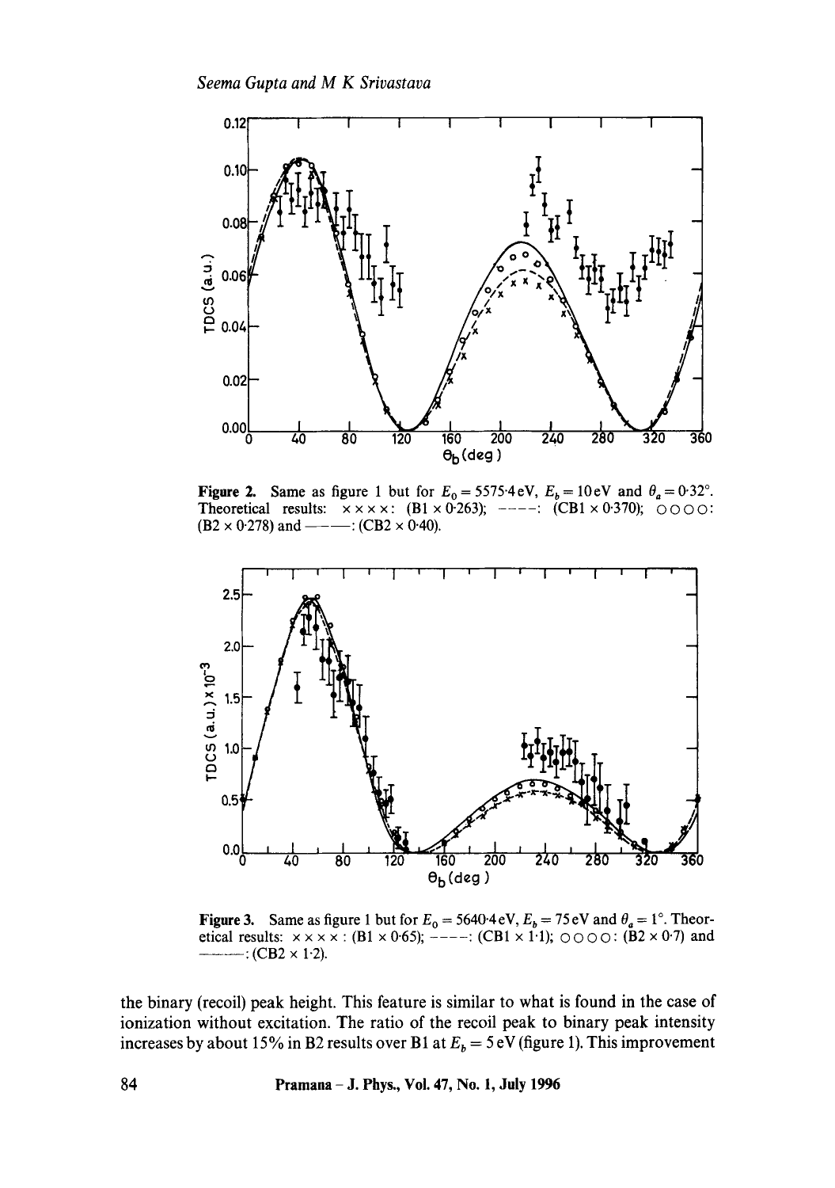**Figure 2.** Same as figure 1 but for $E_0 = 5575{\cdot}4\,\text{eV}$, $E_b = 10\,\text{eV}$ and $\theta_a = 0{\cdot}32°$. Theoretical results: × × × ×: (B1 × 0·263); - - - -: (CB1 × 0·370); ○○○○: (B2 × 0·278) and ———: (CB2 × 0·40).

**Figure 3.** Same as figure 1 but for $E_0 = 5640{\cdot}4\,\text{eV}$, $E_b = 75\,\text{eV}$ and $\theta_a = 1°$. Theoretical results: × × × ×: (B1 × 0·65); - - - -: (CB1 × 1·1); ○○○○: (B2 × 0·7) and ———: (CB2 × 1·2).

the binary (recoil) peak height. This feature is similar to what is found in the case of ionization without excitation. The ratio of the recoil peak to binary peak intensity increases by about 15% in B2 results over B1 at $E_b = 5\,\text{eV}$ (figure 1). This improvement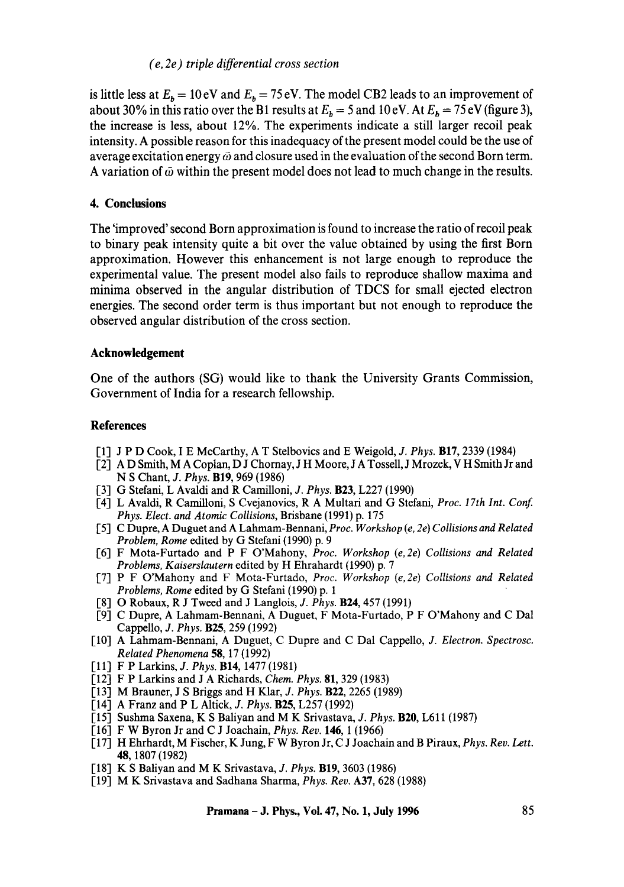is little less at $E_b = 10$ eV and $E_b = 75$ eV. The model CB2 leads to an improvement of about 30% in this ratio over the B1 results at $E_b = 5$ and 10 eV. At $E_b = 75$ eV (figure 3), the increase is less, about 12%. The experiments indicate a still larger recoil peak intensity. A possible reason for this inadequacy of the present model could be the use of average excitation energy $\bar{\omega}$ and closure used in the evaluation of the second Born term. A variation of $\bar{\omega}$ within the present model does not lead to much change in the results.

## 4. Conclusions

The 'improved' second Born approximation is found to increase the ratio of recoil peak to binary peak intensity quite a bit over the value obtained by using the first Born approximation. However this enhancement is not large enough to reproduce the experimental value. The present model also fails to reproduce shallow maxima and minima observed in the angular distribution of TDCS for small ejected electron energies. The second order term is thus important but not enough to reproduce the observed angular distribution of the cross section.

## Acknowledgement

One of the authors (SG) would like to thank the University Grants Commission, Government of India for a research fellowship.

## References

[1] J P D Cook, I E McCarthy, A T Stelbovics and E Weigold, *J. Phys.* **B17**, 2339 (1984)

[2] A D Smith, M A Coplan, D J Chornay, J H Moore, J A Tossell, J Mrozek, V H Smith Jr and N S Chant, *J. Phys.* **B19**, 969 (1986)

[3] G Stefani, L Avaldi and R Camilloni, *J. Phys.* **B23**, L227 (1990)

[4] L Avaldi, R Camilloni, S Cvejanovics, R A Multari and G Stefani, *Proc. 17th Int. Conf. Phys. Elect. and Atomic Collisions*, Brisbane (1991) p. 175

[5] C Dupre, A Duguet and A Lahmam-Bennani, *Proc. Workshop (e, 2e) Collisions and Related Problem, Rome* edited by G Stefani (1990) p. 9

[6] F Mota-Furtado and P F O'Mahony, *Proc. Workshop (e, 2e) Collisions and Related Problems, Kaiserslautern* edited by H Ehrahardt (1990) p. 7

[7] P F O'Mahony and F Mota-Furtado, *Proc. Workshop (e, 2e) Collisions and Related Problems, Rome* edited by G Stefani (1990) p. 1

[8] O Robaux, R J Tweed and J Langlois, *J. Phys.* **B24**, 457 (1991)

[9] C Dupre, A Lahmam-Bennani, A Duguet, F Mota-Furtado, P F O'Mahony and C Dal Cappello, *J. Phys.* **B25**, 259 (1992)

[10] A Lahmam-Bennani, A Duguet, C Dupre and C Dal Cappello, *J. Electron. Spectrosc. Related Phenomena* **58**, 17 (1992)

[11] F P Larkins, *J. Phys.* **B14**, 1477 (1981)

[12] F P Larkins and J A Richards, *Chem. Phys.* **81**, 329 (1983)

[13] M Brauner, J S Briggs and H Klar, *J. Phys.* **B22**, 2265 (1989)

[14] A Franz and P L Altick, *J. Phys.* **B25**, L257 (1992)

[15] Sushma Saxena, K S Baliyan and M K Srivastava, *J. Phys.* **B20**, L611 (1987)

[16] F W Byron Jr and C J Joachain, *Phys. Rev.* **146**, 1 (1966)

[17] H Ehrhardt, M Fischer, K Jung, F W Byron Jr, C J Joachain and B Piraux, *Phys. Rev. Lett.* **48**, 1807 (1982)

[18] K S Baliyan and M K Srivastava, *J. Phys.* **B19**, 3603 (1986)

[19] M K Srivastava and Sadhana Sharma, *Phys. Rev.* **A37**, 628 (1988)